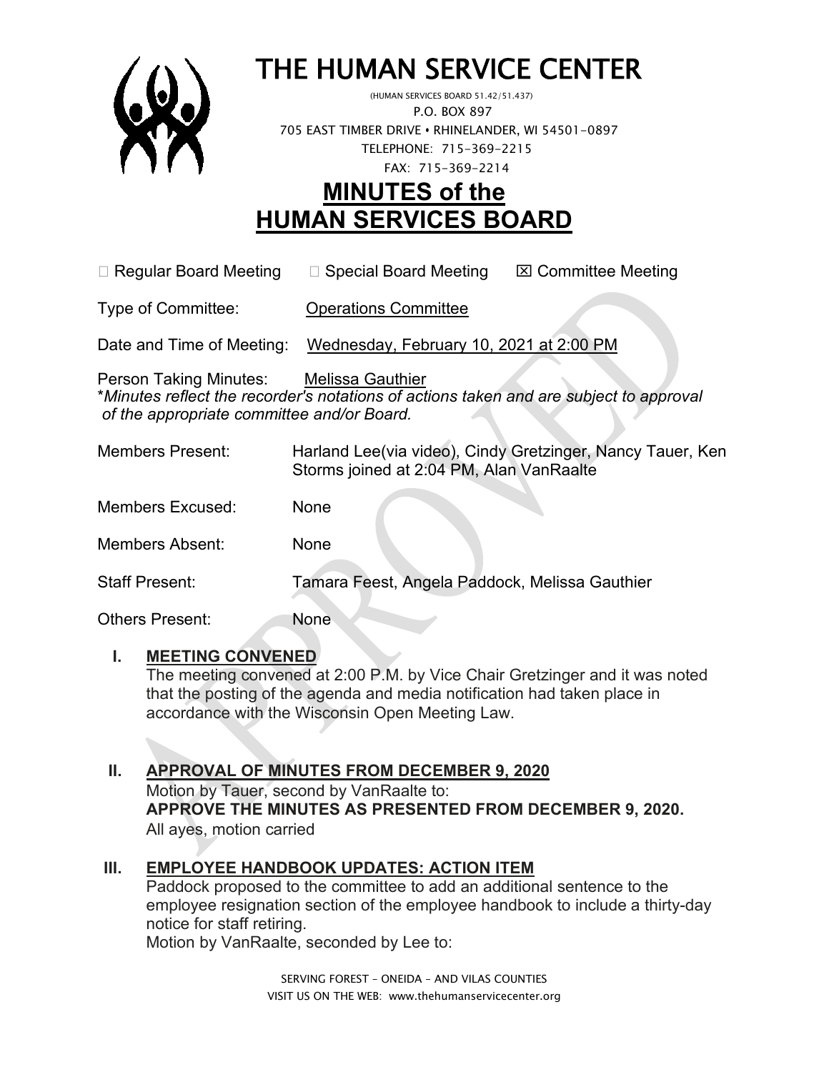# THE HUMAN SERVICE CENTER

(HUMAN SERVICES BOARD 51.42/51.437)
P.O. BOX 897
705 EAST TIMBER DRIVE • RHINELANDER, WI 54501-0897
TELEPHONE: 715-369-2215
FAX: 715-369-2214

# MINUTES of the HUMAN SERVICES BOARD

☐ Regular Board Meeting ☐ Special Board Meeting ☒ Committee Meeting

Type of Committee: Operations Committee

Date and Time of Meeting: Wednesday, February 10, 2021 at 2:00 PM

Person Taking Minutes: Melissa Gauthier
**Minutes reflect the recorder's notations of actions taken and are subject to approval of the appropriate committee and/or Board.*

Members Present: Harland Lee(via video), Cindy Gretzinger, Nancy Tauer, Ken Storms joined at 2:04 PM, Alan VanRaalte

Members Excused: None

Members Absent: None

Staff Present: Tamara Feest, Angela Paddock, Melissa Gauthier

Others Present: None

## I. MEETING CONVENED

The meeting convened at 2:00 P.M. by Vice Chair Gretzinger and it was noted that the posting of the agenda and media notification had taken place in accordance with the Wisconsin Open Meeting Law.

## II. APPROVAL OF MINUTES FROM DECEMBER 9, 2020

Motion by Tauer, second by VanRaalte to:
**APPROVE THE MINUTES AS PRESENTED FROM DECEMBER 9, 2020.**
All ayes, motion carried

## III. EMPLOYEE HANDBOOK UPDATES: ACTION ITEM

Paddock proposed to the committee to add an additional sentence to the employee resignation section of the employee handbook to include a thirty-day notice for staff retiring.
Motion by VanRaalte, seconded by Lee to:

SERVING FOREST – ONEIDA – AND VILAS COUNTIES
VISIT US ON THE WEB: www.thehumanservicecenter.org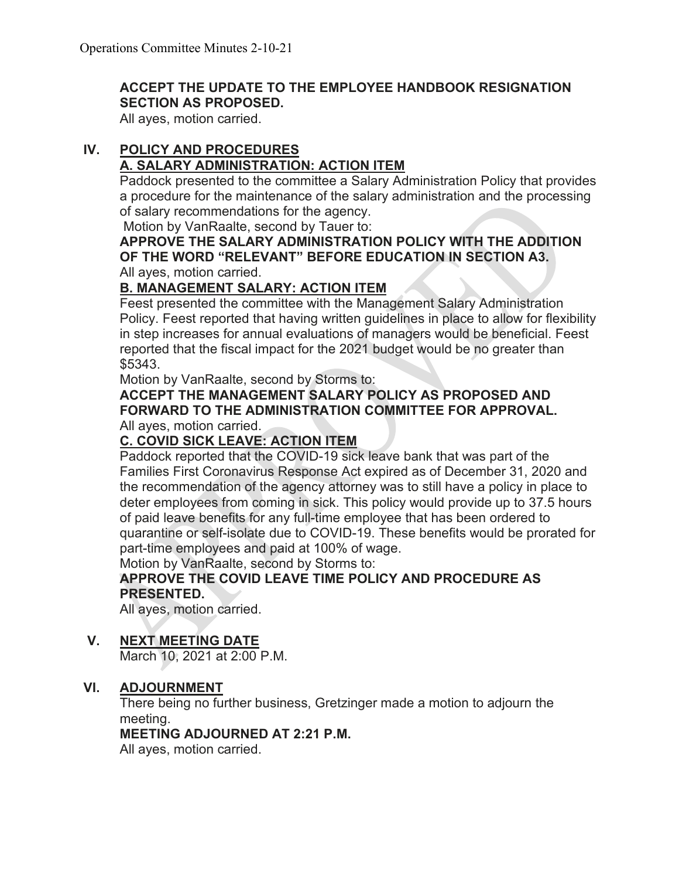**ACCEPT THE UPDATE TO THE EMPLOYEE HANDBOOK RESIGNATION SECTION AS PROPOSED.**
All ayes, motion carried.

## IV. POLICY AND PROCEDURES

### A. SALARY ADMINISTRATION: ACTION ITEM

Paddock presented to the committee a Salary Administration Policy that provides a procedure for the maintenance of the salary administration and the processing of salary recommendations for the agency.
Motion by VanRaalte, second by Tauer to:
**APPROVE THE SALARY ADMINISTRATION POLICY WITH THE ADDITION OF THE WORD "RELEVANT" BEFORE EDUCATION IN SECTION A3.**
All ayes, motion carried.

### B. MANAGEMENT SALARY: ACTION ITEM

Feest presented the committee with the Management Salary Administration Policy. Feest reported that having written guidelines in place to allow for flexibility in step increases for annual evaluations of managers would be beneficial. Feest reported that the fiscal impact for the 2021 budget would be no greater than $5343.
Motion by VanRaalte, second by Storms to:
**ACCEPT THE MANAGEMENT SALARY POLICY AS PROPOSED AND FORWARD TO THE ADMINISTRATION COMMITTEE FOR APPROVAL.**
All ayes, motion carried.

### C. COVID SICK LEAVE: ACTION ITEM

Paddock reported that the COVID-19 sick leave bank that was part of the Families First Coronavirus Response Act expired as of December 31, 2020 and the recommendation of the agency attorney was to still have a policy in place to deter employees from coming in sick. This policy would provide up to 37.5 hours of paid leave benefits for any full-time employee that has been ordered to quarantine or self-isolate due to COVID-19. These benefits would be prorated for part-time employees and paid at 100% of wage.
Motion by VanRaalte, second by Storms to:
**APPROVE THE COVID LEAVE TIME POLICY AND PROCEDURE AS PRESENTED.**
All ayes, motion carried.

## V. NEXT MEETING DATE

March 10, 2021 at 2:00 P.M.

## VI. ADJOURNMENT

There being no further business, Gretzinger made a motion to adjourn the meeting.
**MEETING ADJOURNED AT 2:21 P.M.**
All ayes, motion carried.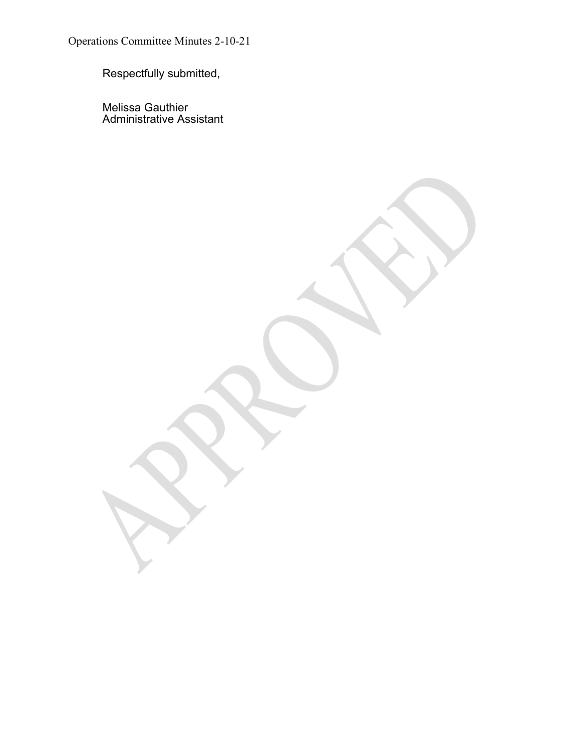Respectfully submitted,

Melissa Gauthier
Administrative Assistant